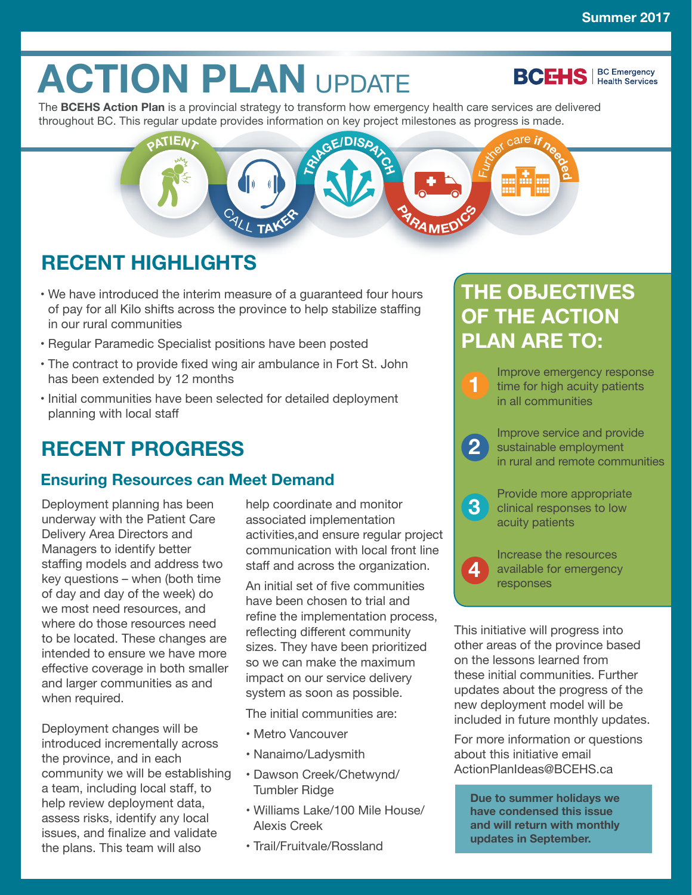Summer 2017

# ACTION PLAN UPDATE

BCEHS | BC Emergency Health Services

The **BCEHS Action Plan** is a provincial strategy to transform how emergency health care services are delivered throughout BC. This regular update provides information on key project milestones as progress is made.

PATIENT — CALL TAKER — TRIAGE/DISPATCH — PARAMEDICS — Further care if needed

## RECENT HIGHLIGHTS

- We have introduced the interim measure of a guaranteed four hours of pay for all Kilo shifts across the province to help stabilize staffing in our rural communities
- Regular Paramedic Specialist positions have been posted
- The contract to provide fixed wing air ambulance in Fort St. John has been extended by 12 months
- Initial communities have been selected for detailed deployment planning with local staff

## RECENT PROGRESS

### Ensuring Resources can Meet Demand

Deployment planning has been underway with the Patient Care Delivery Area Directors and Managers to identify better staffing models and address two key questions – when (both time of day and day of the week) do we most need resources, and where do those resources need to be located. These changes are intended to ensure we have more effective coverage in both smaller and larger communities as and when required.

Deployment changes will be introduced incrementally across the province, and in each community we will be establishing a team, including local staff, to help review deployment data, assess risks, identify any local issues, and finalize and validate the plans. This team will also help coordinate and monitor associated implementation activities,and ensure regular project communication with local front line staff and across the organization.

An initial set of five communities have been chosen to trial and refine the implementation process, reflecting different community sizes. They have been prioritized so we can make the maximum impact on our service delivery system as soon as possible.

The initial communities are:

- Metro Vancouver
- Nanaimo/Ladysmith
- Dawson Creek/Chetwynd/ Tumbler Ridge
- Williams Lake/100 Mile House/ Alexis Creek
- Trail/Fruitvale/Rossland

This initiative will progress into other areas of the province based on the lessons learned from these initial communities. Further updates about the progress of the new deployment model will be included in future monthly updates.

For more information or questions about this initiative email ActionPlanIdeas@BCEHS.ca

## THE OBJECTIVES OF THE ACTION PLAN ARE TO:

1. Improve emergency response time for high acuity patients in all communities
2. Improve service and provide sustainable employment in rural and remote communities
3. Provide more appropriate clinical responses to low acuity patients
4. Increase the resources available for emergency responses

**Due to summer holidays we have condensed this issue and will return with monthly updates in September.**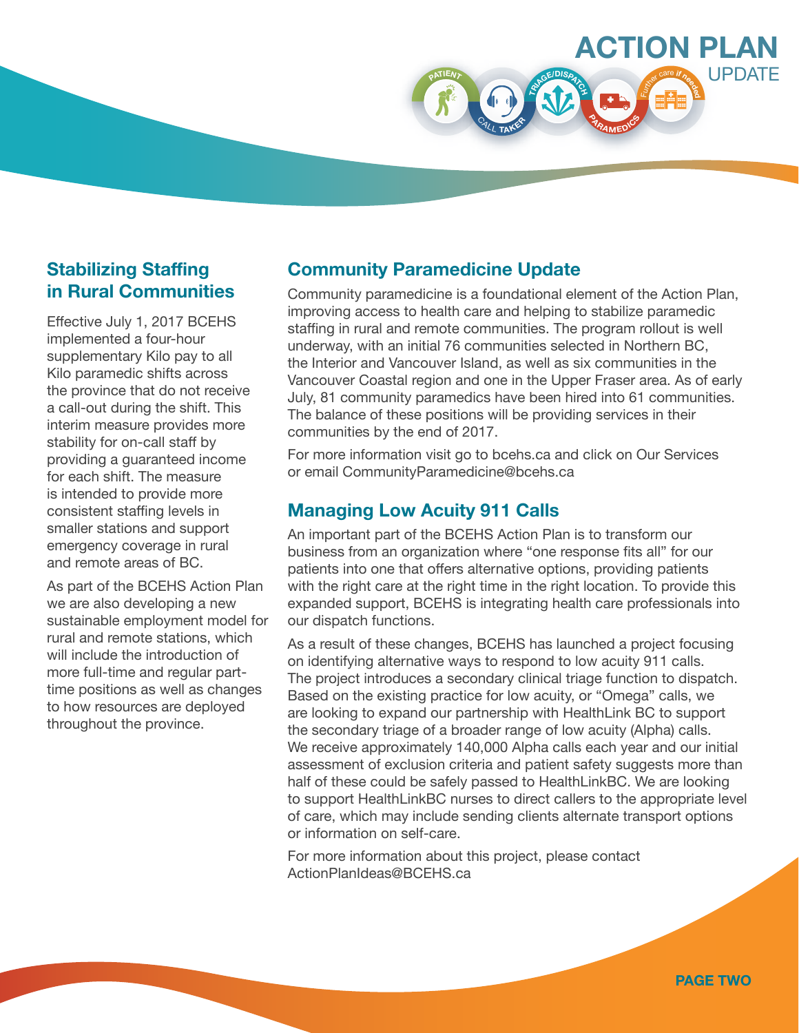## Stabilizing Staffing in Rural Communities

Effective July 1, 2017 BCEHS implemented a four-hour supplementary Kilo pay to all Kilo paramedic shifts across the province that do not receive a call-out during the shift. This interim measure provides more stability for on-call staff by providing a guaranteed income for each shift. The measure is intended to provide more consistent staffing levels in smaller stations and support emergency coverage in rural and remote areas of BC.

As part of the BCEHS Action Plan we are also developing a new sustainable employment model for rural and remote stations, which will include the introduction of more full-time and regular part-time positions as well as changes to how resources are deployed throughout the province.

## Community Paramedicine Update

Community paramedicine is a foundational element of the Action Plan, improving access to health care and helping to stabilize paramedic staffing in rural and remote communities. The program rollout is well underway, with an initial 76 communities selected in Northern BC, the Interior and Vancouver Island, as well as six communities in the Vancouver Coastal region and one in the Upper Fraser area. As of early July, 81 community paramedics have been hired into 61 communities. The balance of these positions will be providing services in their communities by the end of 2017.

For more information visit go to bcehs.ca and click on Our Services or email CommunityParamedicine@bcehs.ca

## Managing Low Acuity 911 Calls

An important part of the BCEHS Action Plan is to transform our business from an organization where "one response fits all" for our patients into one that offers alternative options, providing patients with the right care at the right time in the right location. To provide this expanded support, BCEHS is integrating health care professionals into our dispatch functions.

As a result of these changes, BCEHS has launched a project focusing on identifying alternative ways to respond to low acuity 911 calls. The project introduces a secondary clinical triage function to dispatch. Based on the existing practice for low acuity, or "Omega" calls, we are looking to expand our partnership with HealthLink BC to support the secondary triage of a broader range of low acuity (Alpha) calls. We receive approximately 140,000 Alpha calls each year and our initial assessment of exclusion criteria and patient safety suggests more than half of these could be safely passed to HealthLinkBC. We are looking to support HealthLinkBC nurses to direct callers to the appropriate level of care, which may include sending clients alternate transport options or information on self-care.

For more information about this project, please contact ActionPlanIdeas@BCEHS.ca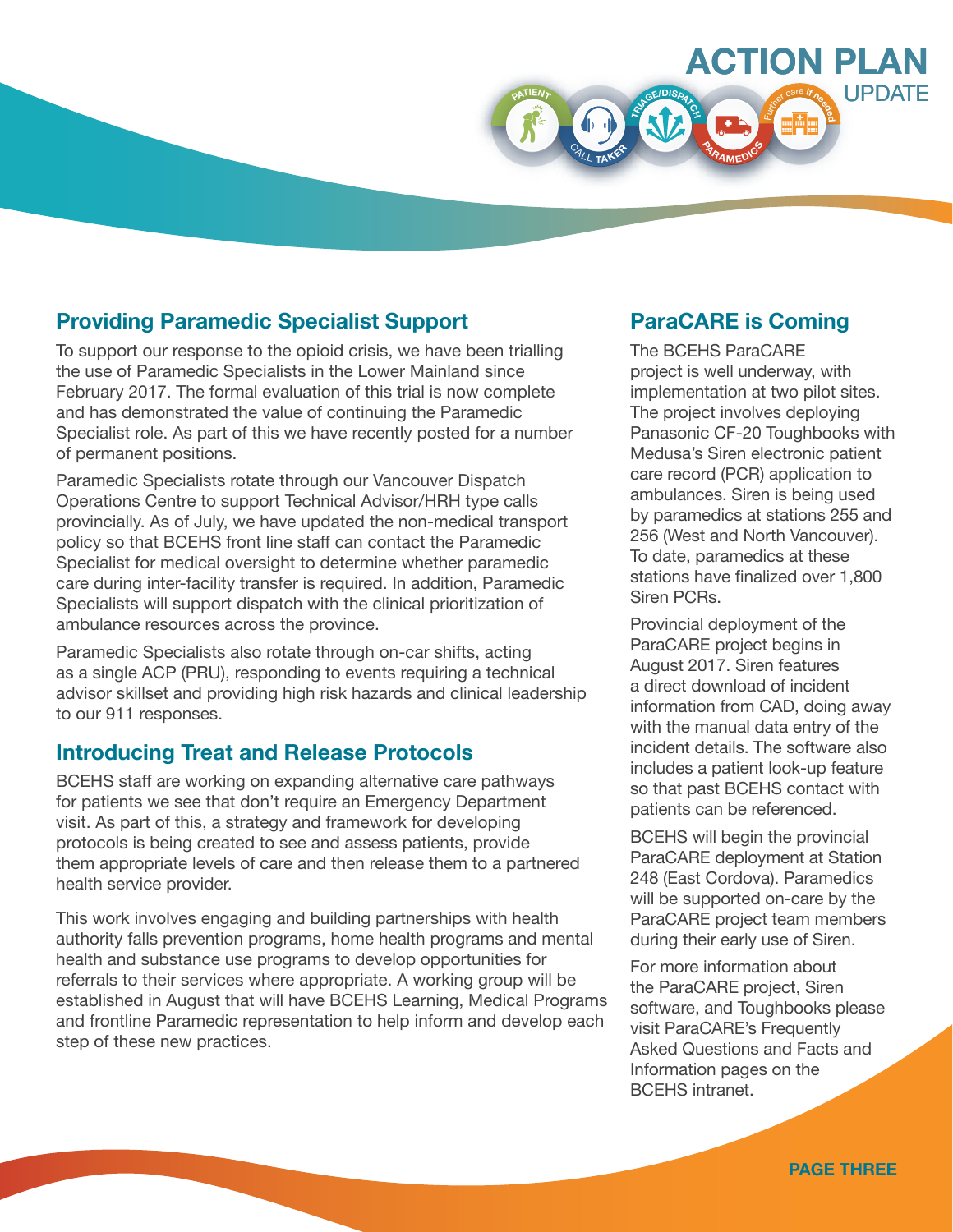# ACTION PLAN UPDATE

## Providing Paramedic Specialist Support

To support our response to the opioid crisis, we have been trialling the use of Paramedic Specialists in the Lower Mainland since February 2017. The formal evaluation of this trial is now complete and has demonstrated the value of continuing the Paramedic Specialist role. As part of this we have recently posted for a number of permanent positions.

Paramedic Specialists rotate through our Vancouver Dispatch Operations Centre to support Technical Advisor/HRH type calls provincially. As of July, we have updated the non-medical transport policy so that BCEHS front line staff can contact the Paramedic Specialist for medical oversight to determine whether paramedic care during inter-facility transfer is required. In addition, Paramedic Specialists will support dispatch with the clinical prioritization of ambulance resources across the province.

Paramedic Specialists also rotate through on-car shifts, acting as a single ACP (PRU), responding to events requiring a technical advisor skillset and providing high risk hazards and clinical leadership to our 911 responses.

## Introducing Treat and Release Protocols

BCEHS staff are working on expanding alternative care pathways for patients we see that don't require an Emergency Department visit. As part of this, a strategy and framework for developing protocols is being created to see and assess patients, provide them appropriate levels of care and then release them to a partnered health service provider.

This work involves engaging and building partnerships with health authority falls prevention programs, home health programs and mental health and substance use programs to develop opportunities for referrals to their services where appropriate. A working group will be established in August that will have BCEHS Learning, Medical Programs and frontline Paramedic representation to help inform and develop each step of these new practices.

## ParaCARE is Coming

The BCEHS ParaCARE project is well underway, with implementation at two pilot sites. The project involves deploying Panasonic CF-20 Toughbooks with Medusa's Siren electronic patient care record (PCR) application to ambulances. Siren is being used by paramedics at stations 255 and 256 (West and North Vancouver). To date, paramedics at these stations have finalized over 1,800 Siren PCRs.

Provincial deployment of the ParaCARE project begins in August 2017. Siren features a direct download of incident information from CAD, doing away with the manual data entry of the incident details. The software also includes a patient look-up feature so that past BCEHS contact with patients can be referenced.

BCEHS will begin the provincial ParaCARE deployment at Station 248 (East Cordova). Paramedics will be supported on-care by the ParaCARE project team members during their early use of Siren.

For more information about the ParaCARE project, Siren software, and Toughbooks please visit ParaCARE's Frequently Asked Questions and Facts and Information pages on the BCEHS intranet.